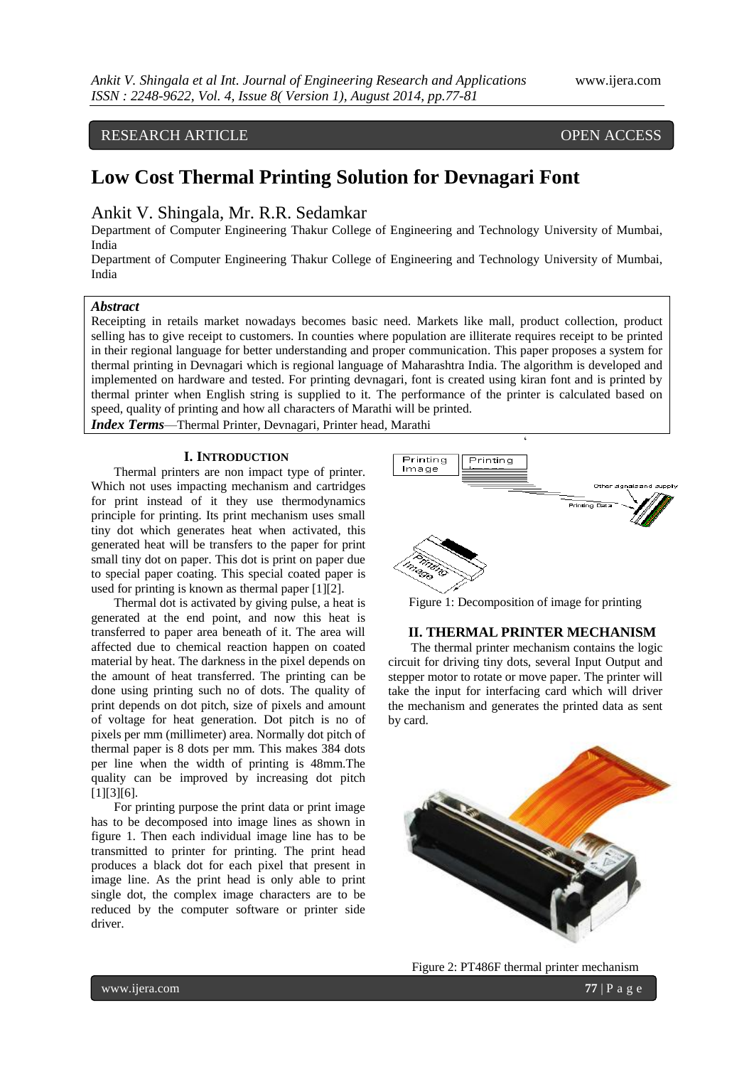RESEARCH ARTICLE OPEN ACCESS

# Low Cost Thermal Printing Solution for Devnagari Font

Ankit V. Shingala, Mr. R.R. Sedamkar

Department of Computer Engineering Thakur College of Engineering and Technology University of Mumbai, India

Department of Computer Engineering Thakur College of Engineering and Technology University of Mumbai, India

***Abstract***

Receipting in retails market nowadays becomes basic need. Markets like mall, product collection, product selling has to give receipt to customers. In counties where population are illiterate requires receipt to be printed in their regional language for better understanding and proper communication. This paper proposes a system for thermal printing in Devnagari which is regional language of Maharashtra India. The algorithm is developed and implemented on hardware and tested. For printing devnagari, font is created using kiran font and is printed by thermal printer when English string is supplied to it. The performance of the printer is calculated based on speed, quality of printing and how all characters of Marathi will be printed.

***Index Terms***—Thermal Printer, Devnagari, Printer head, Marathi

## I. INTRODUCTION

Thermal printers are non impact type of printer. Which not uses impacting mechanism and cartridges for print instead of it they use thermodynamics principle for printing. Its print mechanism uses small tiny dot which generates heat when activated, this generated heat will be transfers to the paper for print small tiny dot on paper. This dot is print on paper due to special paper coating. This special coated paper is used for printing is known as thermal paper [1][2].

Thermal dot is activated by giving pulse, a heat is generated at the end point, and now this heat is transferred to paper area beneath of it. The area will affected due to chemical reaction happen on coated material by heat. The darkness in the pixel depends on the amount of heat transferred. The printing can be done using printing such no of dots. The quality of print depends on dot pitch, size of pixels and amount of voltage for heat generation. Dot pitch is no of pixels per mm (millimeter) area. Normally dot pitch of thermal paper is 8 dots per mm. This makes 384 dots per line when the width of printing is 48mm.The quality can be improved by increasing dot pitch [1][3][6].

For printing purpose the print data or print image has to be decomposed into image lines as shown in figure 1. Then each individual image line has to be transmitted to printer for printing. The print head produces a black dot for each pixel that present in image line. As the print head is only able to print single dot, the complex image characters are to be reduced by the computer software or printer side driver.

Figure 1: Decomposition of image for printing

## II. THERMAL PRINTER MECHANISM

The thermal printer mechanism contains the logic circuit for driving tiny dots, several Input Output and stepper motor to rotate or move paper. The printer will take the input for interfacing card which will driver the mechanism and generates the printed data as sent by card.

Figure 2: PT486F thermal printer mechanism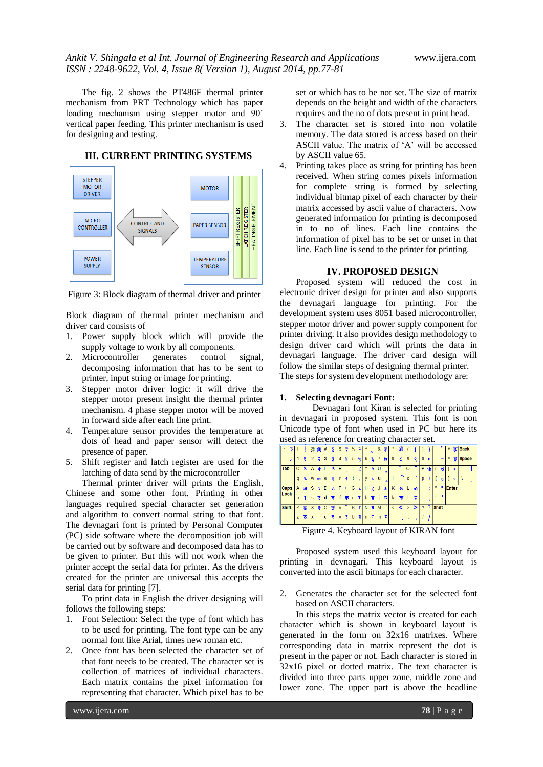The fig. 2 shows the PT486F thermal printer mechanism from PRT Technology which has paper loading mechanism using stepper motor and 90˙ vertical paper feeding. This printer mechanism is used for designing and testing.

## III. CURRENT PRINTING SYSTEMS

Figure 3: Block diagram of thermal driver and printer

Block diagram of thermal printer mechanism and driver card consists of

1. Power supply block which will provide the supply voltage to work by all components.
2. Microcontroller generates control signal, decomposing information that has to be sent to printer, input string or image for printing.
3. Stepper motor driver logic: it will drive the stepper motor present insight the thermal printer mechanism. 4 phase stepper motor will be moved in forward side after each line print.
4. Temperature sensor provides the temperature at dots of head and paper sensor will detect the presence of paper.
5. Shift register and latch register are used for the latching of data send by the microcontroller

Thermal printer driver will prints the English, Chinese and some other font. Printing in other languages required special character set generation and algorithm to convert normal string to that font. The devnagari font is printed by Personal Computer (PC) side software where the decomposition job will be carried out by software and decomposed data has to be given to printer. But this will not work when the printer accept the serial data for printer. As the drivers created for the printer are universal this accepts the serial data for printing [7].

To print data in English the driver designing will follows the following steps:

1. Font Selection: Select the type of font which has to be used for printing. The font type can be any normal font like Arial, times new roman etc.
2. Once font has been selected the character set of that font needs to be created. The character set is collection of matrices of individual characters. Each matrix contains the pixel information for representing that character. Which pixel has to be set or which has to be not set. The size of matrix depends on the height and width of the characters requires and the no of dots present in print head.
3. The character set is stored into non volatile memory. The data stored is access based on their ASCII value. The matrix of 'A' will be accessed by ASCII value 65.
4. Printing takes place as string for printing has been received. When string comes pixels information for complete string is formed by selecting individual bitmap pixel of each character by their matrix accessed by ascii value of characters. Now generated information for printing is decomposed in to no of lines. Each line contains the information of pixel has to be set or unset in that line. Each line is send to the printer for printing.

## IV. PROPOSED DESIGN

Proposed system will reduced the cost in electronic driver design for printer and also supports the devnagari language for printing. For the development system uses 8051 based microcontroller, stepper motor driver and power supply component for printer driving. It also provides design methodology to design driver card which will prints the data in devnagari language. The driver card design will follow the similar steps of designing thermal printer. The steps for system development methodology are:

### 1. Selecting devnagari Font:

Devnagari font Kiran is selected for printing in devnagari in proposed system. This font is non Unicode type of font when used in PC but here its used as reference for creating character set.

Figure 4. Keyboard layout of KIRAN font

Proposed system used this keyboard layout for printing in devnagari. This keyboard layout is converted into the ascii bitmaps for each character.

2. Generates the character set for the selected font based on ASCII characters.

In this steps the matrix vector is created for each character which is shown in keyboard layout is generated in the form on 32x16 matrixes. Where corresponding data in matrix represent the dot is present in the paper or not. Each character is stored in 32x16 pixel or dotted matrix. The text character is divided into three parts upper zone, middle zone and lower zone. The upper part is above the headline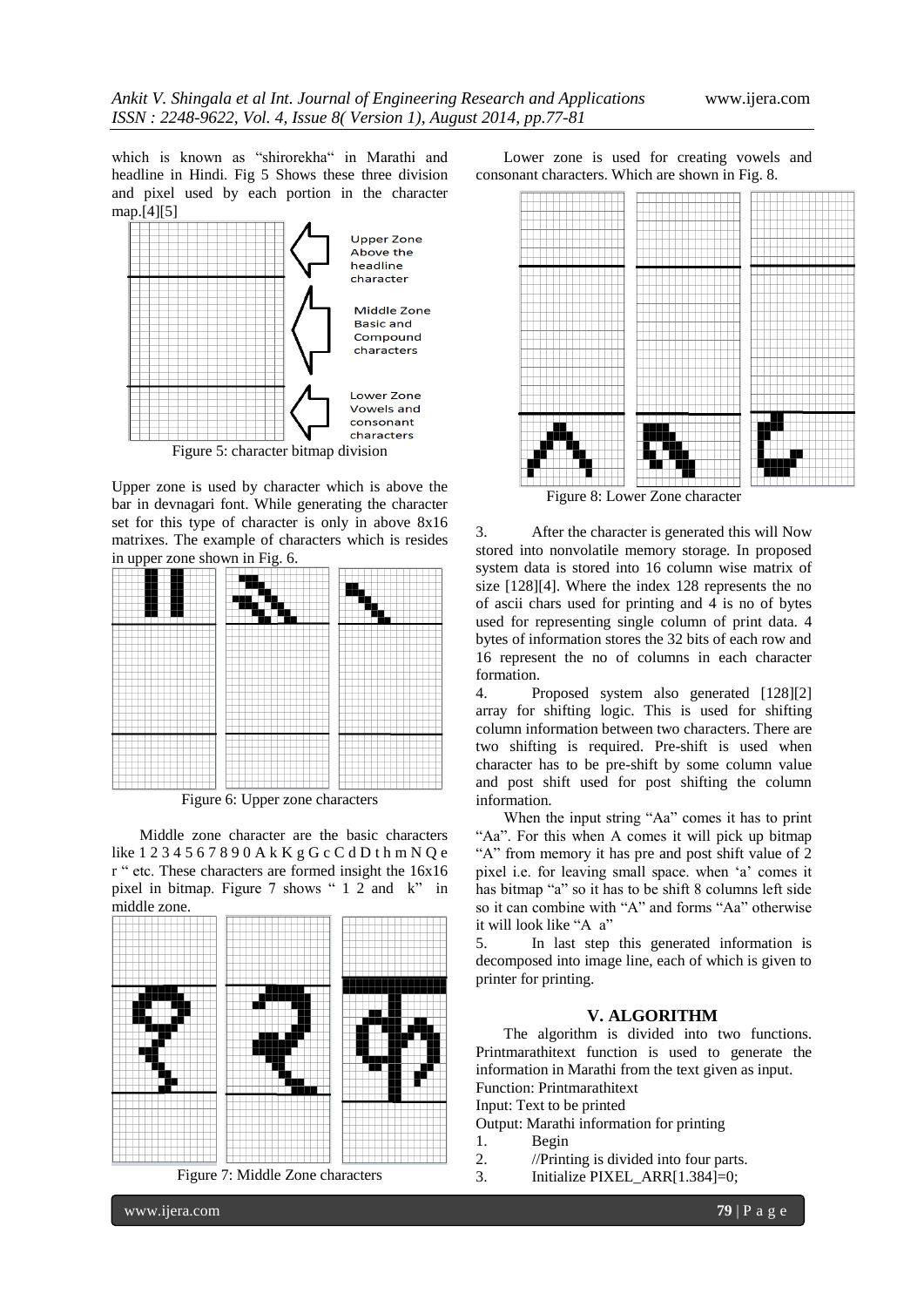which is known as "shirorekha" in Marathi and headline in Hindi. Fig 5 Shows these three division and pixel used by each portion in the character map.[4][5]

Upper Zone Above the headline character

Middle Zone Basic and Compound characters

Lower Zone Vowels and consonant characters

Figure 5: character bitmap division

Upper zone is used by character which is above the bar in devnagari font. While generating the character set for this type of character is only in above 8x16 matrixes. The example of characters which is resides in upper zone shown in Fig. 6.

Figure 6: Upper zone characters

Middle zone character are the basic characters like 1 2 3 4 5 6 7 8 9 0 A k K g G c C d D t h m N Q e r " etc. These characters are formed insight the 16x16 pixel in bitmap. Figure 7 shows " 1 2 and k" in middle zone.

Figure 7: Middle Zone characters

Lower zone is used for creating vowels and consonant characters. Which are shown in Fig. 8.

Figure 8: Lower Zone character

3. After the character is generated this will Now stored into nonvolatile memory storage. In proposed system data is stored into 16 column wise matrix of size [128][4]. Where the index 128 represents the no of ascii chars used for printing and 4 is no of bytes used for representing single column of print data. 4 bytes of information stores the 32 bits of each row and 16 represent the no of columns in each character formation.

4. Proposed system also generated [128][2] array for shifting logic. This is used for shifting column information between two characters. There are two shifting is required. Pre-shift is used when character has to be pre-shift by some column value and post shift used for post shifting the column information.

When the input string "Aa" comes it has to print "Aa". For this when A comes it will pick up bitmap "A" from memory it has pre and post shift value of 2 pixel i.e. for leaving small space. when 'a' comes it has bitmap "a" so it has to be shift 8 columns left side so it can combine with "A" and forms "Aa" otherwise it will look like "A a"

5. In last step this generated information is decomposed into image line, each of which is given to printer for printing.

## V. ALGORITHM

The algorithm is divided into two functions. Printmarathitext function is used to generate the information in Marathi from the text given as input.

Function: Printmarathitext

Input: Text to be printed

Output: Marathi information for printing

1. Begin
2. //Printing is divided into four parts.
3. Initialize PIXEL_ARR[1.384]=0;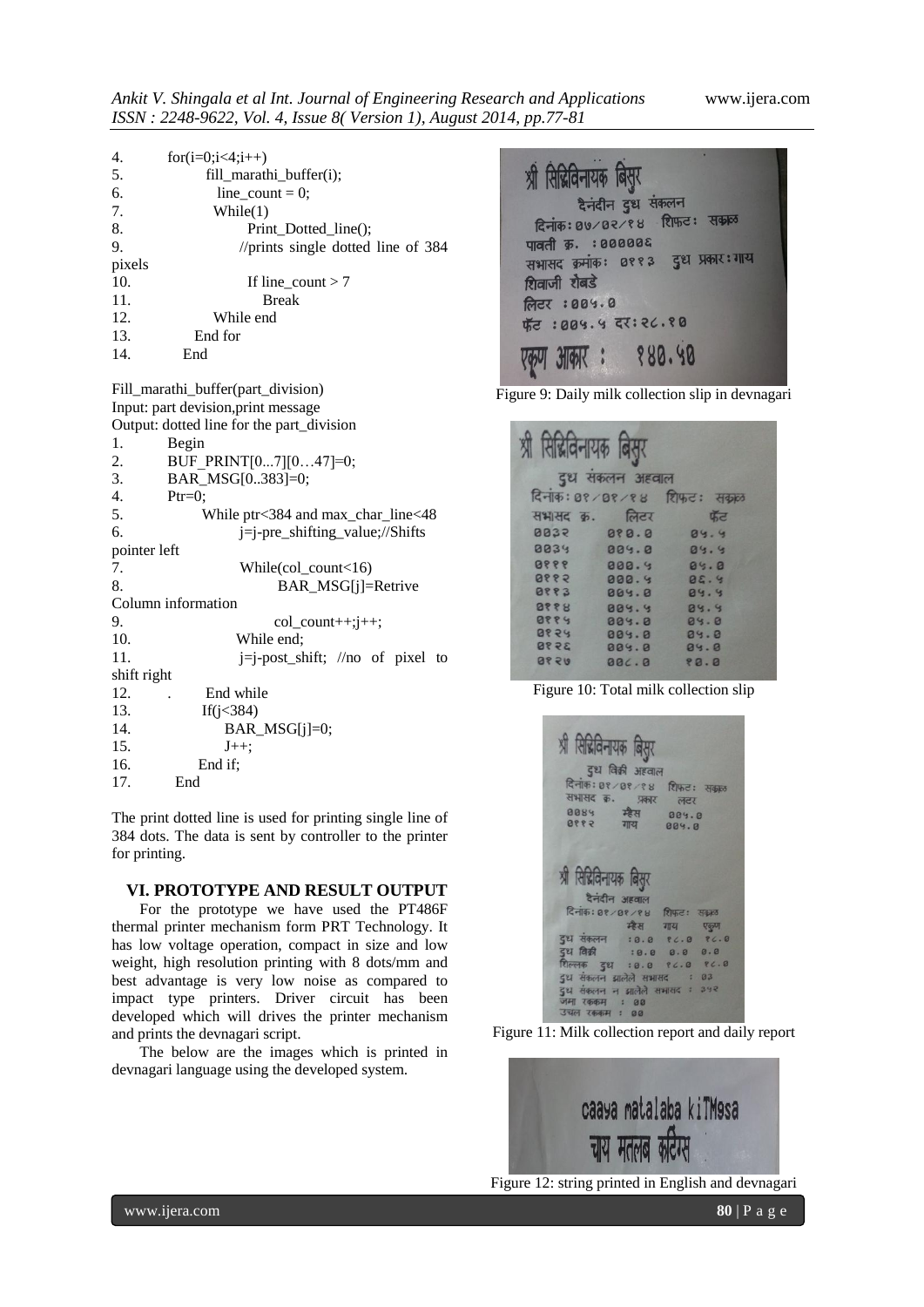```
4.      for(i=0;i<4;i++)
5.          fill_marathi_buffer(i);
6.          line_count = 0;
7.          While(1)
8.              Print_Dotted_line();
9.              //prints single dotted line of 384 pixels
10.             If line_count > 7
11.                 Break
12.         While end
13.     End for
14.     End
```

Fill_marathi_buffer(part_division)
Input: part devision,print message
Output: dotted line for the part_division

```
1.  Begin
2.  BUF_PRINT[0...7][0…47]=0;
3.  BAR_MSG[0..383]=0;
4.  Ptr=0;
5.      While ptr<384 and max_char_line<48
6.          j=j-pre_shifting_value;//Shifts pointer left
7.          While(col_count<16)
8.              BAR_MSG[j]=Retrive Column information
9.              col_count++;j++;
10.         While end;
11.         j=j-post_shift; //no of pixel to shift right
12.     .   End while
13.     If(j<384)
14.         BAR_MSG[j]=0;
15.         J++;
16.     End if;
17. End
```

The print dotted line is used for printing single line of 384 dots. The data is sent by controller to the printer for printing.

## VI. PROTOTYPE AND RESULT OUTPUT

For the prototype we have used the PT486F thermal printer mechanism form PRT Technology. It has low voltage operation, compact in size and low weight, high resolution printing with 8 dots/mm and best advantage is very low noise as compared to impact type printers. Driver circuit has been developed which will drives the printer mechanism and prints the devnagari script.

The below are the images which is printed in devnagari language using the developed system.

Figure 9: Daily milk collection slip in devnagari

Figure 10: Total milk collection slip

Figure 11: Milk collection report and daily report

Figure 12: string printed in English and devnagari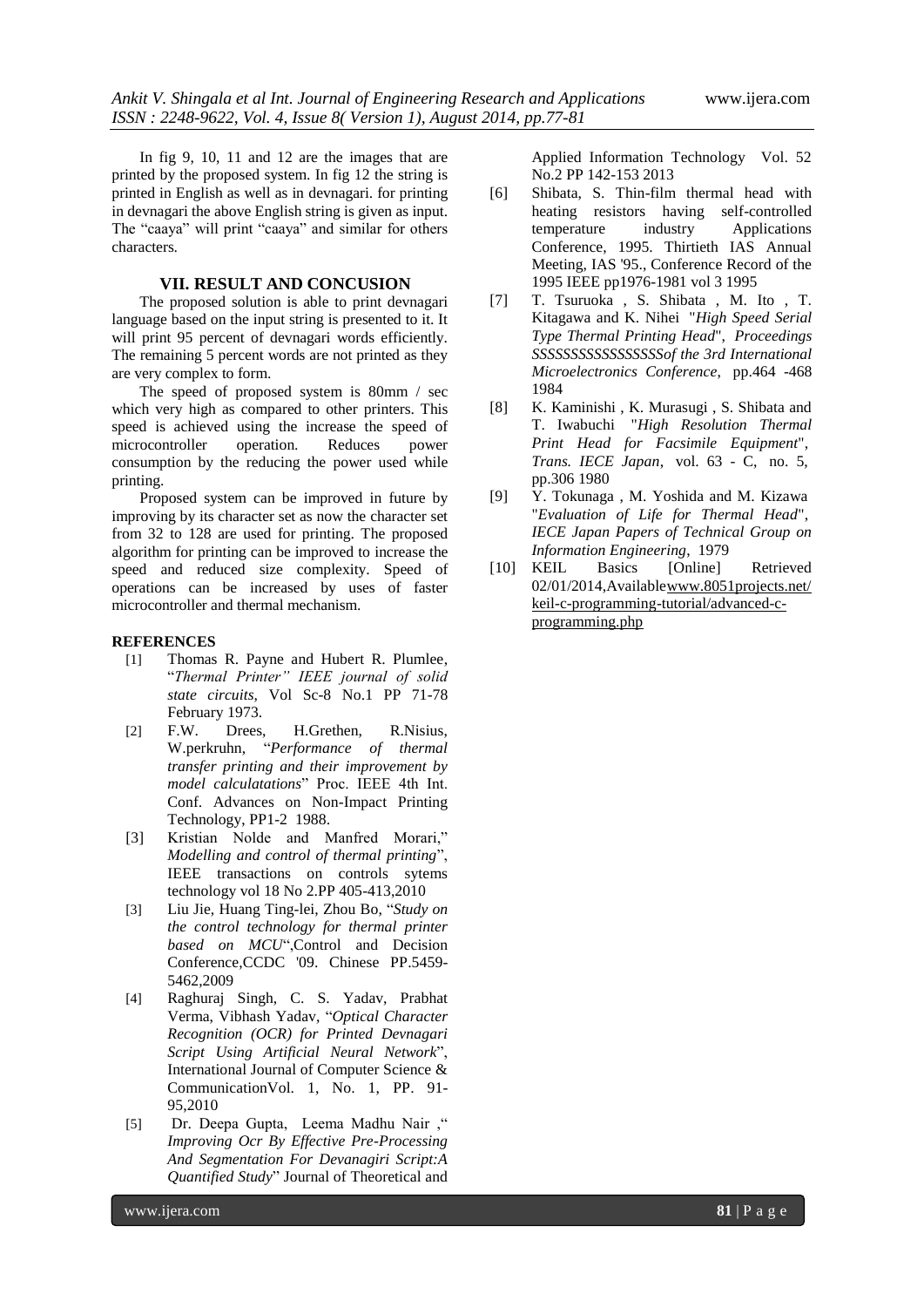In fig 9, 10, 11 and 12 are the images that are printed by the proposed system. In fig 12 the string is printed in English as well as in devnagari. for printing in devnagari the above English string is given as input. The "caaya" will print "caaya" and similar for others characters.

## VII. RESULT AND CONCUSION

The proposed solution is able to print devnagari language based on the input string is presented to it. It will print 95 percent of devnagari words efficiently. The remaining 5 percent words are not printed as they are very complex to form.

The speed of proposed system is 80mm / sec which very high as compared to other printers. This speed is achieved using the increase the speed of microcontroller operation. Reduces power consumption by the reducing the power used while printing.

Proposed system can be improved in future by improving by its character set as now the character set from 32 to 128 are used for printing. The proposed algorithm for printing can be improved to increase the speed and reduced size complexity. Speed of operations can be increased by uses of faster microcontroller and thermal mechanism.

## REFERENCES

[1] Thomas R. Payne and Hubert R. Plumlee, "*Thermal Printer" IEEE journal of solid state circuits,* Vol Sc-8 No.1 PP 71-78 February 1973.

[2] F.W. Drees, H.Grethen, R.Nisius, W.perkruhn, "*Performance of thermal transfer printing and their improvement by model calculatations*" Proc. IEEE 4th Int. Conf. Advances on Non-Impact Printing Technology, PP1-2 1988.

[3] Kristian Nolde and Manfred Morari," *Modelling and control of thermal printing*", IEEE transactions on controls sytems technology vol 18 No 2.PP 405-413,2010

[3] Liu Jie, Huang Ting-lei, Zhou Bo, "*Study on the control technology for thermal printer based on MCU*",Control and Decision Conference,CCDC '09. Chinese PP.5459-5462,2009

[4] Raghuraj Singh, C. S. Yadav, Prabhat Verma, Vibhash Yadav, "*Optical Character Recognition (OCR) for Printed Devnagari Script Using Artificial Neural Network*", International Journal of Computer Science & CommunicationVol. 1, No. 1, PP. 91-95,2010

[5] Dr. Deepa Gupta, Leema Madhu Nair ," *Improving Ocr By Effective Pre-Processing And Segmentation For Devanagiri Script:A Quantified Study*" Journal of Theoretical and Applied Information Technology Vol. 52 No.2 PP 142-153 2013

[6] Shibata, S. Thin-film thermal head with heating resistors having self-controlled temperature industry Applications Conference, 1995. Thirtieth IAS Annual Meeting, IAS '95., Conference Record of the 1995 IEEE pp1976-1981 vol 3 1995

[7] T. Tsuruoka , S. Shibata , M. Ito , T. Kitagawa and K. Nihei "*High Speed Serial Type Thermal Printing Head*", *Proceedings SSSSSSSSSSSSSSSSSof the 3rd International Microelectronics Conference*, pp.464 -468 1984

[8] K. Kaminishi , K. Murasugi , S. Shibata and T. Iwabuchi "*High Resolution Thermal Print Head for Facsimile Equipment*", *Trans. IECE Japan*, vol. 63 - C, no. 5, pp.306 1980

[9] Y. Tokunaga , M. Yoshida and M. Kizawa "*Evaluation of Life for Thermal Head*", *IECE Japan Papers of Technical Group on Information Engineering*, 1979

[10] KEIL Basics [Online] Retrieved 02/01/2014,Availablewww.8051projects.net/keil-c-programming-tutorial/advanced-c-programming.php